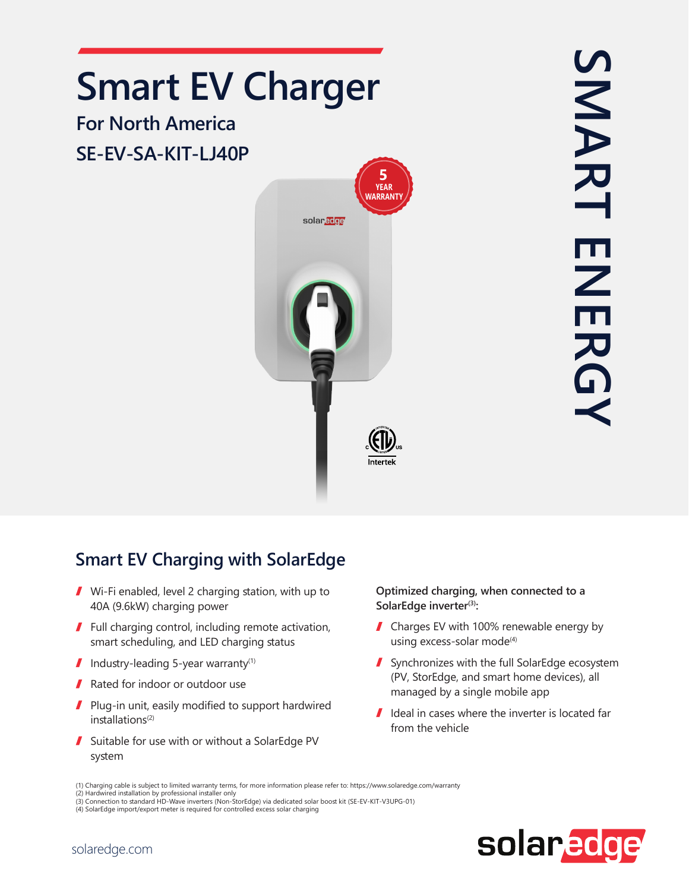# Smart EV Charger

## For North America

## SE-EV-SA-KIT-LJ40P

5 YEAR WARRANTY

SMART ENERGY

## Smart EV Charging with SolarEdge

- Wi-Fi enabled, level 2 charging station, with up to 40A (9.6kW) charging power
- Full charging control, including remote activation, smart scheduling, and LED charging status
- Industry-leading 5-year warranty[1]
- Rated for indoor or outdoor use
- Plug-in unit, easily modified to support hardwired installations[2]
- Suitable for use with or without a SolarEdge PV system

**Optimized charging, when connected to a SolarEdge inverter[3]:**

- Charges EV with 100% renewable energy by using excess-solar mode[4]
- Synchronizes with the full SolarEdge ecosystem (PV, StorEdge, and smart home devices), all managed by a single mobile app
- Ideal in cases where the inverter is located far from the vehicle

(1) Charging cable is subject to limited warranty terms, for more information please refer to: https://www.solaredge.com/warranty
(2) Hardwired installation by professional installer only
(3) Connection to standard HD-Wave inverters (Non-StorEdge) via dedicated solar boost kit (SE-EV-KIT-V3UPG-01)
(4) SolarEdge import/export meter is required for controlled excess solar charging

solaredge.com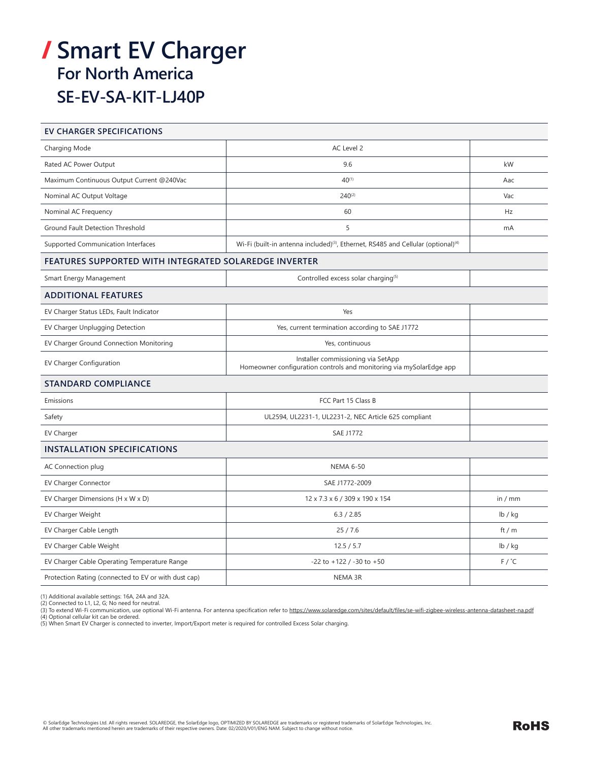# / Smart EV Charger

## For North America

## SE-EV-SA-KIT-LJ40P

| | | |
|---|---|---|
| **EV CHARGER SPECIFICATIONS** | | |
| Charging Mode | AC Level 2 | |
| Rated AC Power Output | 9.6 | kW |
| Maximum Continuous Output Current @240Vac | 40[1] | Aac |
| Nominal AC Output Voltage | 240[2] | Vac |
| Nominal AC Frequency | 60 | Hz |
| Ground Fault Detection Threshold | 5 | mA |
| Supported Communication Interfaces | Wi-Fi (built-in antenna included)[3], Ethernet, RS485 and Cellular (optional)[4] | |
| **FEATURES SUPPORTED WITH INTEGRATED SOLAREDGE INVERTER** | | |
| Smart Energy Management | Controlled excess solar charging[5] | |
| **ADDITIONAL FEATURES** | | |
| EV Charger Status LEDs, Fault Indicator | Yes | |
| EV Charger Unplugging Detection | Yes, current termination according to SAE J1772 | |
| EV Charger Ground Connection Monitoring | Yes, continuous | |
| EV Charger Configuration | Installer commissioning via SetApp<br>Homeowner configuration controls and monitoring via mySolarEdge app | |
| **STANDARD COMPLIANCE** | | |
| Emissions | FCC Part 15 Class B | |
| Safety | UL2594, UL2231-1, UL2231-2, NEC Article 625 compliant | |
| EV Charger | SAE J1772 | |
| **INSTALLATION SPECIFICATIONS** | | |
| AC Connection plug | NEMA 6-50 | |
| EV Charger Connector | SAE J1772-2009 | |
| EV Charger Dimensions (H x W x D) | 12 x 7.3 x 6 / 309 x 190 x 154 | in / mm |
| EV Charger Weight | 6.3 / 2.85 | lb / kg |
| EV Charger Cable Length | 25 / 7.6 | ft / m |
| EV Charger Cable Weight | 12.5 / 5.7 | lb / kg |
| EV Charger Cable Operating Temperature Range | -22 to +122 / -30 to +50 | F / ˚C |
| Protection Rating (connected to EV or with dust cap) | NEMA 3R | |

(1) Additional available settings: 16A, 24A and 32A.
(2) Connected to L1, L2, G; No need for neutral.
(3) To extend Wi-Fi communication, use optional Wi-Fi antenna. For antenna specification refer to https://www.solaredge.com/sites/default/files/se-wifi-zigbee-wireless-antenna-datasheet-na.pdf
(4) Optional cellular kit can be ordered.
(5) When Smart EV Charger is connected to inverter, Import/Export meter is required for controlled Excess Solar charging.

© SolarEdge Technologies Ltd. All rights reserved. SOLAREDGE, the SolarEdge logo, OPTIMIZED BY SOLAREDGE are trademarks or registered trademarks of SolarEdge Technologies, Inc. All other trademarks mentioned herein are trademarks of their respective owners. Date: 02/2020/V01/ENG NAM. Subject to change without notice.

RoHS